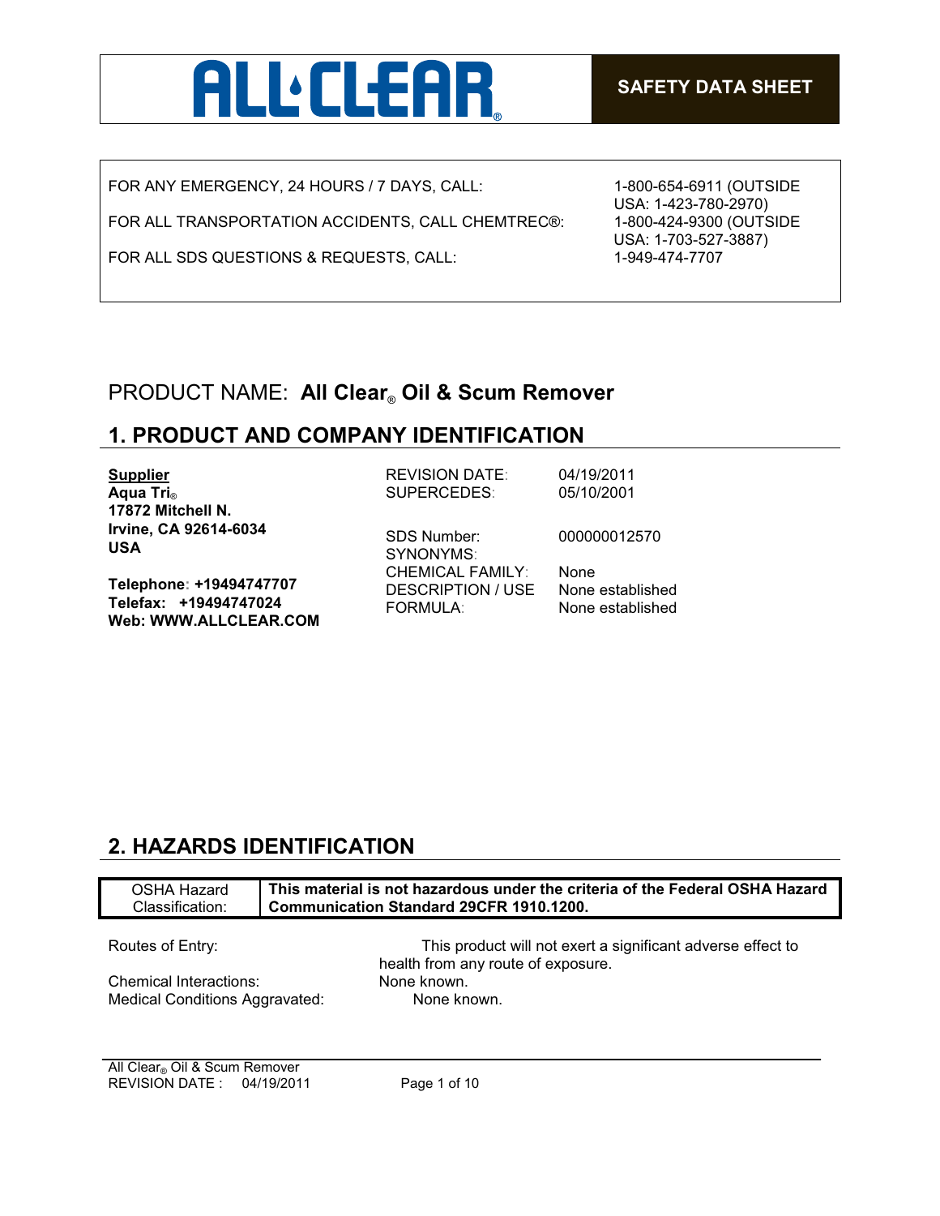ALL CLEAR®

**SAFETY DATA SHEET**

| | |
|---|---|
| FOR ANY EMERGENCY, 24 HOURS / 7 DAYS, CALL: | 1-800-654-6911 (OUTSIDE USA: 1-423-780-2970) |
| FOR ALL TRANSPORTATION ACCIDENTS, CALL CHEMTREC®: | 1-800-424-9300 (OUTSIDE USA: 1-703-527-3887) |
| FOR ALL SDS QUESTIONS & REQUESTS, CALL: | 1-949-474-7707 |

PRODUCT NAME: **All Clear® Oil & Scum Remover**

## 1. PRODUCT AND COMPANY IDENTIFICATION

**Supplier**
**Aqua Tri®**
**17872 Mitchell N.**
**Irvine, CA 92614-6034**
**USA**

**Telephone: +19494747707**
**Telefax: +19494747024**
**Web: WWW.ALLCLEAR.COM**

| | |
|---|---|
| REVISION DATE: | 04/19/2011 |
| SUPERCEDES: | 05/10/2001 |
| SDS Number: | 000000012570 |
| SYNONYMS: | |
| CHEMICAL FAMILY: | None |
| DESCRIPTION / USE | None established |
| FORMULA: | None established |

## 2. HAZARDS IDENTIFICATION

| OSHA Hazard Classification: | **This material is not hazardous under the criteria of the Federal OSHA Hazard Communication Standard 29CFR 1910.1200.** |
|---|---|

| | |
|---|---|
| Routes of Entry: | This product will not exert a significant adverse effect to health from any route of exposure. |
| Chemical Interactions: | None known. |
| Medical Conditions Aggravated: | None known. |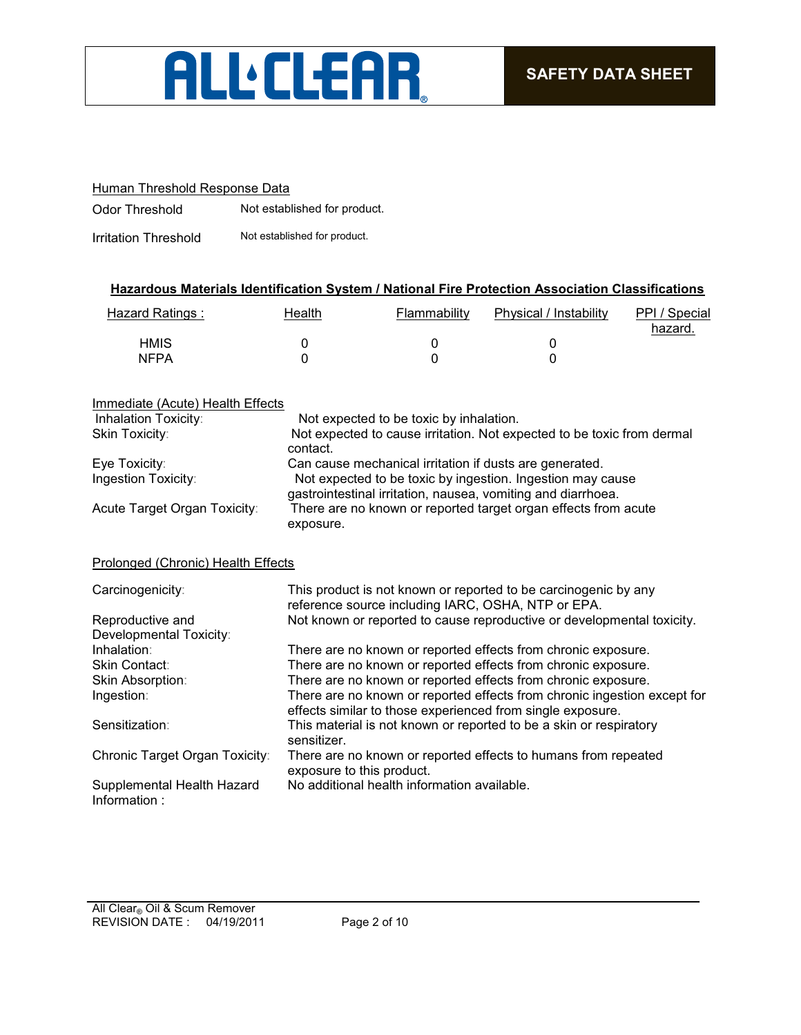### Human Threshold Response Data

| | |
|---|---|
| Odor Threshold | Not established for product. |
| Irritation Threshold | Not established for product. |

### Hazardous Materials Identification System / National Fire Protection Association Classifications

| Hazard Ratings : | Health | Flammability | Physical / Instability | PPI / Special hazard. |
|---|---|---|---|---|
| HMIS | 0 | 0 | 0 | |
| NFPA | 0 | 0 | 0 | |

### Immediate (Acute) Health Effects

| | |
|---|---|
| Inhalation Toxicity: | Not expected to be toxic by inhalation. |
| Skin Toxicity: | Not expected to cause irritation. Not expected to be toxic from dermal contact. |
| Eye Toxicity: | Can cause mechanical irritation if dusts are generated. |
| Ingestion Toxicity: | Not expected to be toxic by ingestion. Ingestion may cause gastrointestinal irritation, nausea, vomiting and diarrhoea. |
| Acute Target Organ Toxicity: | There are no known or reported target organ effects from acute exposure. |

### Prolonged (Chronic) Health Effects

| | |
|---|---|
| Carcinogenicity: | This product is not known or reported to be carcinogenic by any reference source including IARC, OSHA, NTP or EPA. |
| Reproductive and Developmental Toxicity: | Not known or reported to cause reproductive or developmental toxicity. |
| Inhalation: | There are no known or reported effects from chronic exposure. |
| Skin Contact: | There are no known or reported effects from chronic exposure. |
| Skin Absorption: | There are no known or reported effects from chronic exposure. |
| Ingestion: | There are no known or reported effects from chronic ingestion except for effects similar to those experienced from single exposure. |
| Sensitization: | This material is not known or reported to be a skin or respiratory sensitizer. |
| Chronic Target Organ Toxicity: | There are no known or reported effects to humans from repeated exposure to this product. |
| Supplemental Health Hazard Information : | No additional health information available. |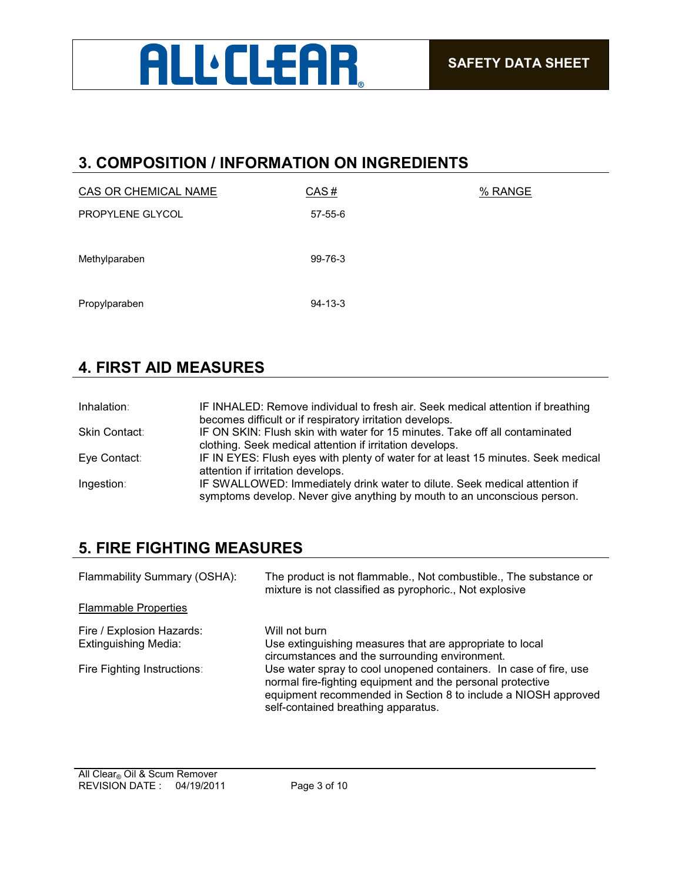## 3. COMPOSITION / INFORMATION ON INGREDIENTS

| CAS OR CHEMICAL NAME | CAS # | % RANGE |
| --- | --- | --- |
| PROPYLENE GLYCOL | 57-55-6 | |
| Methylparaben | 99-76-3 | |
| Propylparaben | 94-13-3 | |

## 4. FIRST AID MEASURES

| | |
| --- | --- |
| Inhalation: | IF INHALED: Remove individual to fresh air. Seek medical attention if breathing becomes difficult or if respiratory irritation develops. |
| Skin Contact: | IF ON SKIN: Flush skin with water for 15 minutes. Take off all contaminated clothing. Seek medical attention if irritation develops. |
| Eye Contact: | IF IN EYES: Flush eyes with plenty of water for at least 15 minutes. Seek medical attention if irritation develops. |
| Ingestion: | IF SWALLOWED: Immediately drink water to dilute. Seek medical attention if symptoms develop. Never give anything by mouth to an unconscious person. |

## 5. FIRE FIGHTING MEASURES

Flammability Summary (OSHA): The product is not flammable., Not combustible., The substance or mixture is not classified as pyrophoric., Not explosive

Flammable Properties

| | |
| --- | --- |
| Fire / Explosion Hazards: | Will not burn |
| Extinguishing Media: | Use extinguishing measures that are appropriate to local circumstances and the surrounding environment. |
| Fire Fighting Instructions: | Use water spray to cool unopened containers. In case of fire, use normal fire-fighting equipment and the personal protective equipment recommended in Section 8 to include a NIOSH approved self-contained breathing apparatus. |

All Clear® Oil & Scum Remover
REVISION DATE : 04/19/2011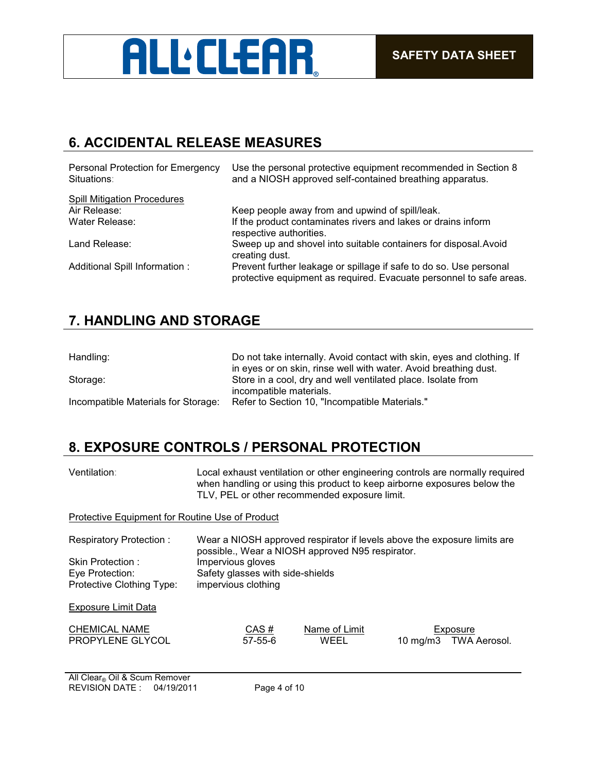## 6. ACCIDENTAL RELEASE MEASURES

| | |
|---|---|
| Personal Protection for Emergency Situations: | Use the personal protective equipment recommended in Section 8 and a NIOSH approved self-contained breathing apparatus. |

Spill Mitigation Procedures

| | |
|---|---|
| Air Release: | Keep people away from and upwind of spill/leak. |
| Water Release: | If the product contaminates rivers and lakes or drains inform respective authorities. |
| Land Release: | Sweep up and shovel into suitable containers for disposal.Avoid creating dust. |
| Additional Spill Information : | Prevent further leakage or spillage if safe to do so. Use personal protective equipment as required. Evacuate personnel to safe areas. |

## 7. HANDLING AND STORAGE

| | |
|---|---|
| Handling: | Do not take internally. Avoid contact with skin, eyes and clothing. If in eyes or on skin, rinse well with water. Avoid breathing dust. |
| Storage: | Store in a cool, dry and well ventilated place. Isolate from incompatible materials. |
| Incompatible Materials for Storage: | Refer to Section 10, "Incompatible Materials." |

## 8. EXPOSURE CONTROLS / PERSONAL PROTECTION

| | |
|---|---|
| Ventilation: | Local exhaust ventilation or other engineering controls are normally required when handling or using this product to keep airborne exposures below the TLV, PEL or other recommended exposure limit. |

Protective Equipment for Routine Use of Product

| | |
|---|---|
| Respiratory Protection : | Wear a NIOSH approved respirator if levels above the exposure limits are possible., Wear a NIOSH approved N95 respirator. |
| Skin Protection : | Impervious gloves |
| Eye Protection: | Safety glasses with side-shields |
| Protective Clothing Type: | impervious clothing |

Exposure Limit Data

| CHEMICAL NAME | CAS # | Name of Limit | Exposure |
|---|---|---|---|
| PROPYLENE GLYCOL | 57-55-6 | WEEL | 10 mg/m3 TWA Aerosol. |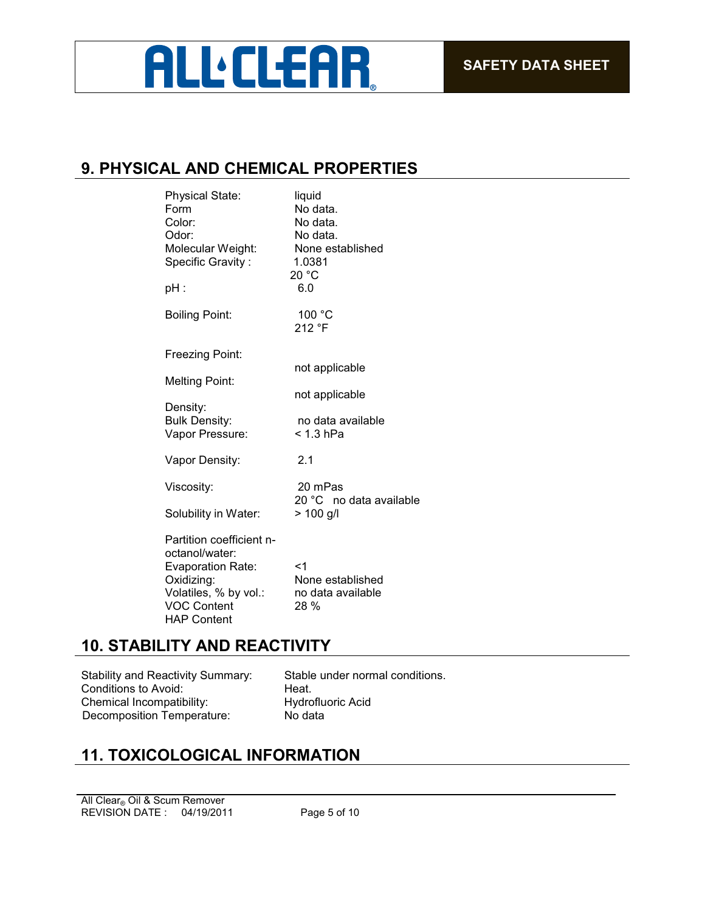## 9. PHYSICAL AND CHEMICAL PROPERTIES

| | |
|---|---|
| Physical State: | liquid |
| Form | No data. |
| Color: | No data. |
| Odor: | No data. |
| Molecular Weight: | None established |
| Specific Gravity : | 1.0381<br>20 °C |
| pH : | 6.0 |
| Boiling Point: | 100 °C<br>212 °F |
| Freezing Point: | not applicable |
| Melting Point: | not applicable |
| Density: | |
| Bulk Density: | no data available |
| Vapor Pressure: | < 1.3 hPa |
| Vapor Density: | 2.1 |
| Viscosity: | 20 mPas<br>20 °C no data available |
| Solubility in Water: | > 100 g/l |
| Partition coefficient n-octanol/water: | |
| Evaporation Rate: | <1 |
| Oxidizing: | None established |
| Volatiles, % by vol.: | no data available |
| VOC Content | 28 % |
| HAP Content | |

## 10. STABILITY AND REACTIVITY

| | |
|---|---|
| Stability and Reactivity Summary: | Stable under normal conditions. |
| Conditions to Avoid: | Heat. |
| Chemical Incompatibility: | Hydrofluoric Acid |
| Decomposition Temperature: | No data |

## 11. TOXICOLOGICAL INFORMATION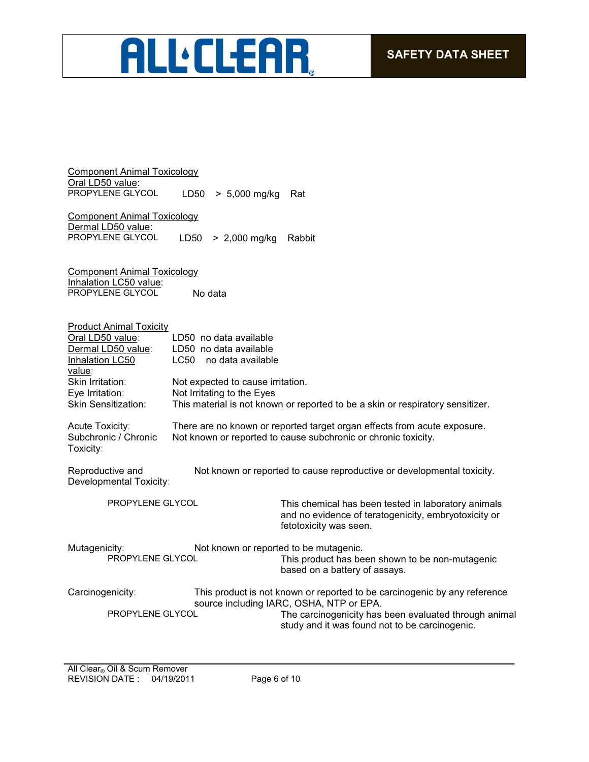Component Animal Toxicology
Oral LD50 value:

PROPYLENE GLYCOL LD50 > 5,000 mg/kg Rat

Component Animal Toxicology
Dermal LD50 value:

PROPYLENE GLYCOL LD50 > 2,000 mg/kg Rabbit

Component Animal Toxicology
Inhalation LC50 value:

PROPYLENE GLYCOL No data

Product Animal Toxicity

| | |
|---|---|
| Oral LD50 value: | LD50 no data available |
| Dermal LD50 value: | LD50 no data available |
| Inhalation LC50 value: | LC50 no data available |
| Skin Irritation: | Not expected to cause irritation. |
| Eye Irritation: | Not Irritating to the Eyes |
| Skin Sensitization: | This material is not known or reported to be a skin or respiratory sensitizer. |

Acute Toxicity: There are no known or reported target organ effects from acute exposure.

Subchronic / Chronic Toxicity: Not known or reported to cause subchronic or chronic toxicity.

Reproductive and Developmental Toxicity: Not known or reported to cause reproductive or developmental toxicity.

PROPYLENE GLYCOL This chemical has been tested in laboratory animals and no evidence of teratogenicity, embryotoxicity or fetotoxicity was seen.

Mutagenicity: Not known or reported to be mutagenic.

PROPYLENE GLYCOL This product has been shown to be non-mutagenic based on a battery of assays.

Carcinogenicity: This product is not known or reported to be carcinogenic by any reference source including IARC, OSHA, NTP or EPA.

PROPYLENE GLYCOL The carcinogenicity has been evaluated through animal study and it was found not to be carcinogenic.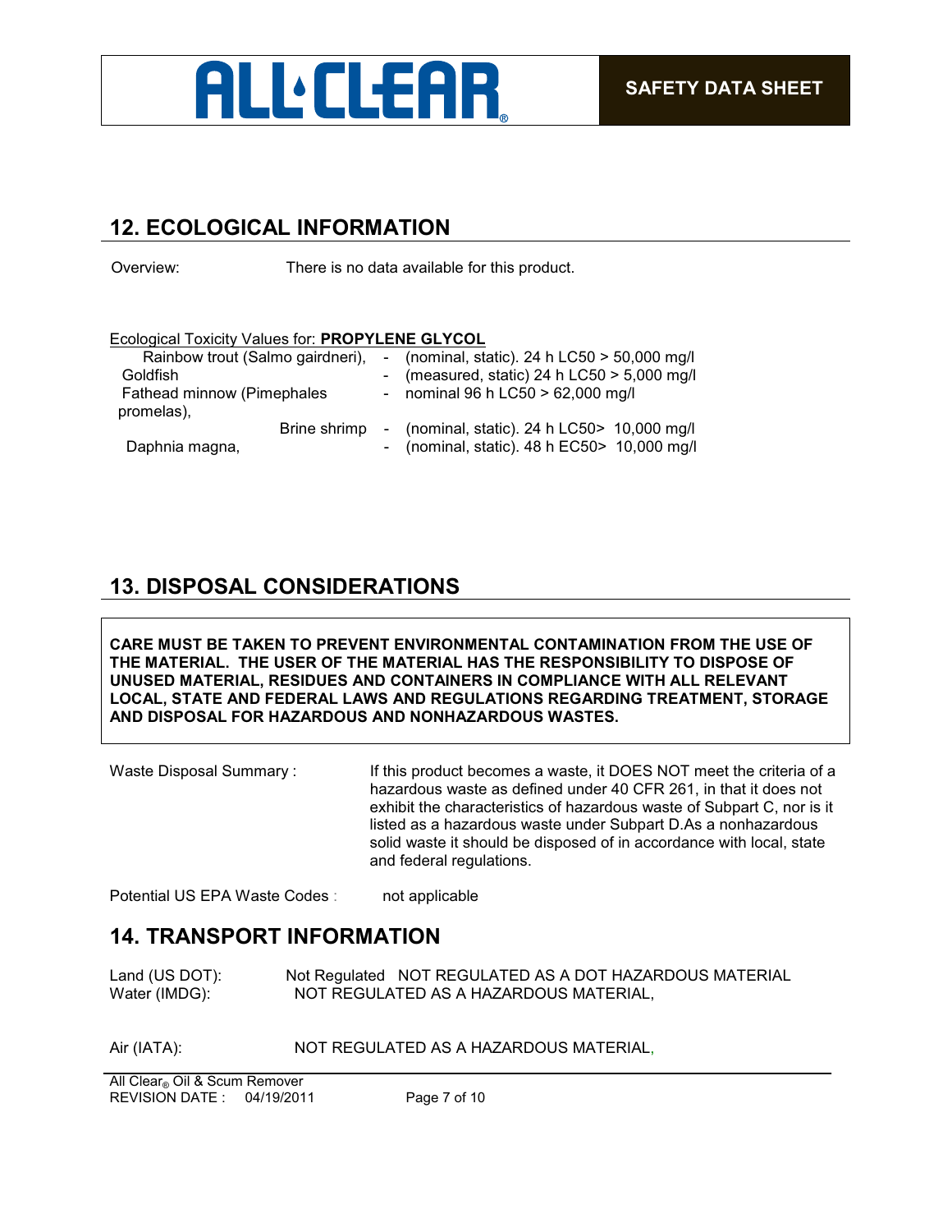## 12. ECOLOGICAL INFORMATION

Overview: There is no data available for this product.

Ecological Toxicity Values for: **PROPYLENE GLYCOL**

| | | |
|---|---|---|
| Rainbow trout (Salmo gairdneri), | - | (nominal, static). 24 h LC50 > 50,000 mg/l |
| Goldfish | - | (measured, static) 24 h LC50 > 5,000 mg/l |
| Fathead minnow (Pimephales promelas), | - | nominal 96 h LC50 > 62,000 mg/l |
| Brine shrimp | - | (nominal, static). 24 h LC50> 10,000 mg/l |
| Daphnia magna, | - | (nominal, static). 48 h EC50> 10,000 mg/l |

## 13. DISPOSAL CONSIDERATIONS

**CARE MUST BE TAKEN TO PREVENT ENVIRONMENTAL CONTAMINATION FROM THE USE OF THE MATERIAL. THE USER OF THE MATERIAL HAS THE RESPONSIBILITY TO DISPOSE OF UNUSED MATERIAL, RESIDUES AND CONTAINERS IN COMPLIANCE WITH ALL RELEVANT LOCAL, STATE AND FEDERAL LAWS AND REGULATIONS REGARDING TREATMENT, STORAGE AND DISPOSAL FOR HAZARDOUS AND NONHAZARDOUS WASTES.**

Waste Disposal Summary : If this product becomes a waste, it DOES NOT meet the criteria of a hazardous waste as defined under 40 CFR 261, in that it does not exhibit the characteristics of hazardous waste of Subpart C, nor is it listed as a hazardous waste under Subpart D.As a nonhazardous solid waste it should be disposed of in accordance with local, state and federal regulations.

Potential US EPA Waste Codes : not applicable

## 14. TRANSPORT INFORMATION

Land (US DOT): Not Regulated NOT REGULATED AS A DOT HAZARDOUS MATERIAL

Water (IMDG): NOT REGULATED AS A HAZARDOUS MATERIAL,

Air (IATA): NOT REGULATED AS A HAZARDOUS MATERIAL,

All Clear® Oil & Scum Remover
REVISION DATE : 04/19/2011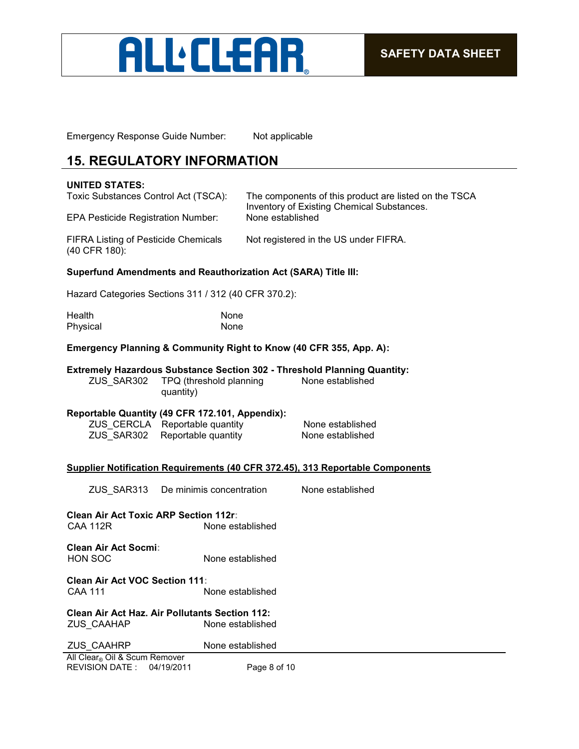Emergency Response Guide Number: Not applicable

## 15. REGULATORY INFORMATION

**UNITED STATES:**

| | |
|---|---|
| Toxic Substances Control Act (TSCA): | The components of this product are listed on the TSCA Inventory of Existing Chemical Substances. |
| EPA Pesticide Registration Number: | None established |
| FIFRA Listing of Pesticide Chemicals (40 CFR 180): | Not registered in the US under FIFRA. |

**Superfund Amendments and Reauthorization Act (SARA) Title III:**

Hazard Categories Sections 311 / 312 (40 CFR 370.2):

| | |
|---|---|
| Health | None |
| Physical | None |

**Emergency Planning & Community Right to Know (40 CFR 355, App. A):**

**Extremely Hazardous Substance Section 302 - Threshold Planning Quantity:**

| | | |
|---|---|---|
| ZUS_SAR302 | TPQ (threshold planning quantity) | None established |

**Reportable Quantity (49 CFR 172.101, Appendix):**

| | | |
|---|---|---|
| ZUS_CERCLA | Reportable quantity | None established |
| ZUS_SAR302 | Reportable quantity | None established |

**<u>Supplier Notification Requirements (40 CFR 372.45), 313 Reportable Components</u>**

| | | |
|---|---|---|
| ZUS_SAR313 | De minimis concentration | None established |

**Clean Air Act Toxic ARP Section 112r:**

CAA 112R None established

**Clean Air Act Socmi:**

HON SOC None established

**Clean Air Act VOC Section 111:**

CAA 111 None established

**Clean Air Act Haz. Air Pollutants Section 112:**

ZUS_CAAHAP None established

ZUS_CAAHRP None established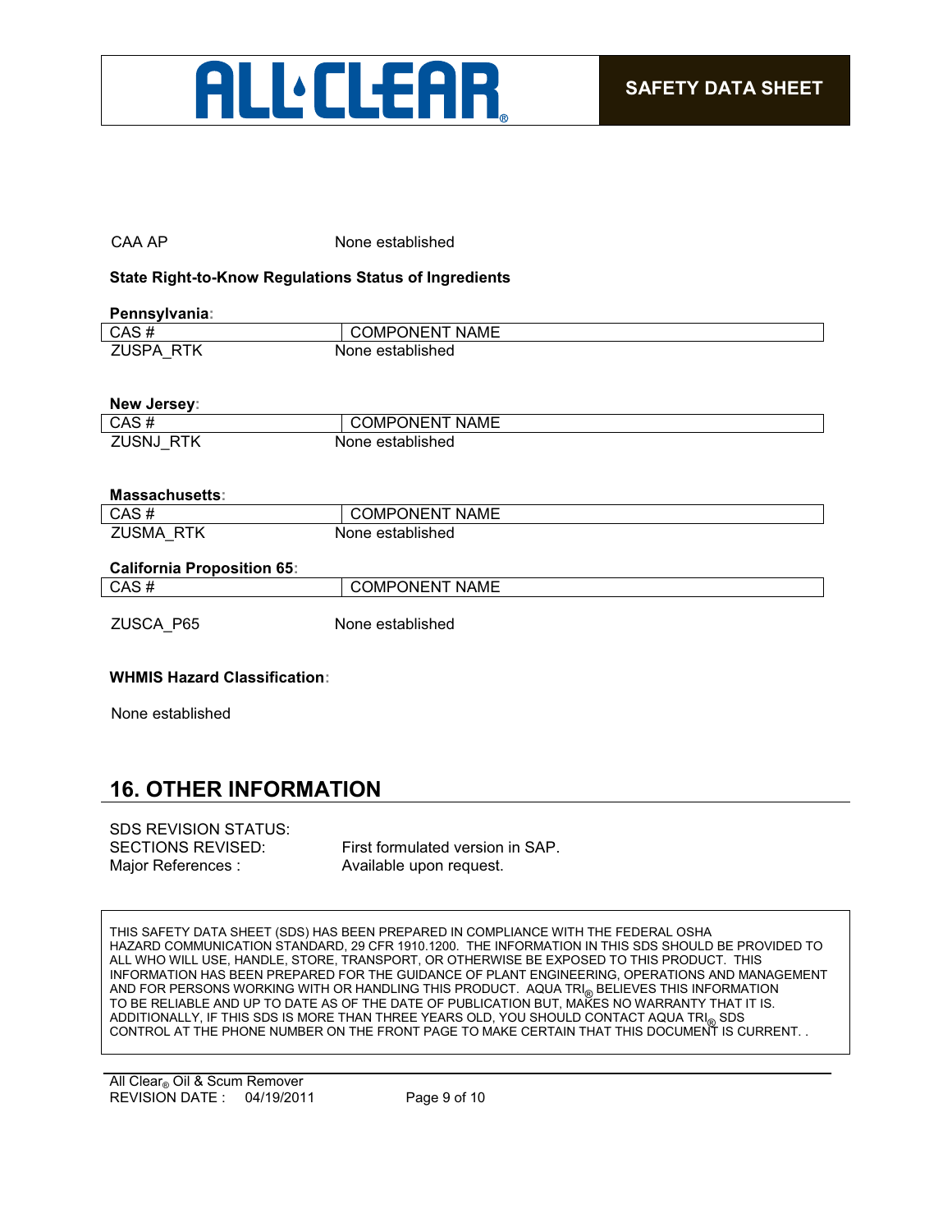| CAA AP | None established |
|---|---|

**State Right-to-Know Regulations Status of Ingredients**

**Pennsylvania:**

| CAS # | COMPONENT NAME |
|---|---|
| ZUSPA_RTK | None established |

**New Jersey:**

| CAS # | COMPONENT NAME |
|---|---|
| ZUSNJ_RTK | None established |

**Massachusetts:**

| CAS # | COMPONENT NAME |
|---|---|
| ZUSMA_RTK | None established |

**California Proposition 65:**

| CAS # | COMPONENT NAME |
|---|---|
| ZUSCA_P65 | None established |

**WHMIS Hazard Classification:**

None established

## 16. OTHER INFORMATION

SDS REVISION STATUS:
SECTIONS REVISED: First formulated version in SAP.
Major References : Available upon request.

THIS SAFETY DATA SHEET (SDS) HAS BEEN PREPARED IN COMPLIANCE WITH THE FEDERAL OSHA HAZARD COMMUNICATION STANDARD, 29 CFR 1910.1200. THE INFORMATION IN THIS SDS SHOULD BE PROVIDED TO ALL WHO WILL USE, HANDLE, STORE, TRANSPORT, OR OTHERWISE BE EXPOSED TO THIS PRODUCT. THIS INFORMATION HAS BEEN PREPARED FOR THE GUIDANCE OF PLANT ENGINEERING, OPERATIONS AND MANAGEMENT AND FOR PERSONS WORKING WITH OR HANDLING THIS PRODUCT. AQUA TRI® BELIEVES THIS INFORMATION TO BE RELIABLE AND UP TO DATE AS OF THE DATE OF PUBLICATION BUT, MAKES NO WARRANTY THAT IT IS. ADDITIONALLY, IF THIS SDS IS MORE THAN THREE YEARS OLD, YOU SHOULD CONTACT AQUA TRI® SDS CONTROL AT THE PHONE NUMBER ON THE FRONT PAGE TO MAKE CERTAIN THAT THIS DOCUMENT IS CURRENT. .